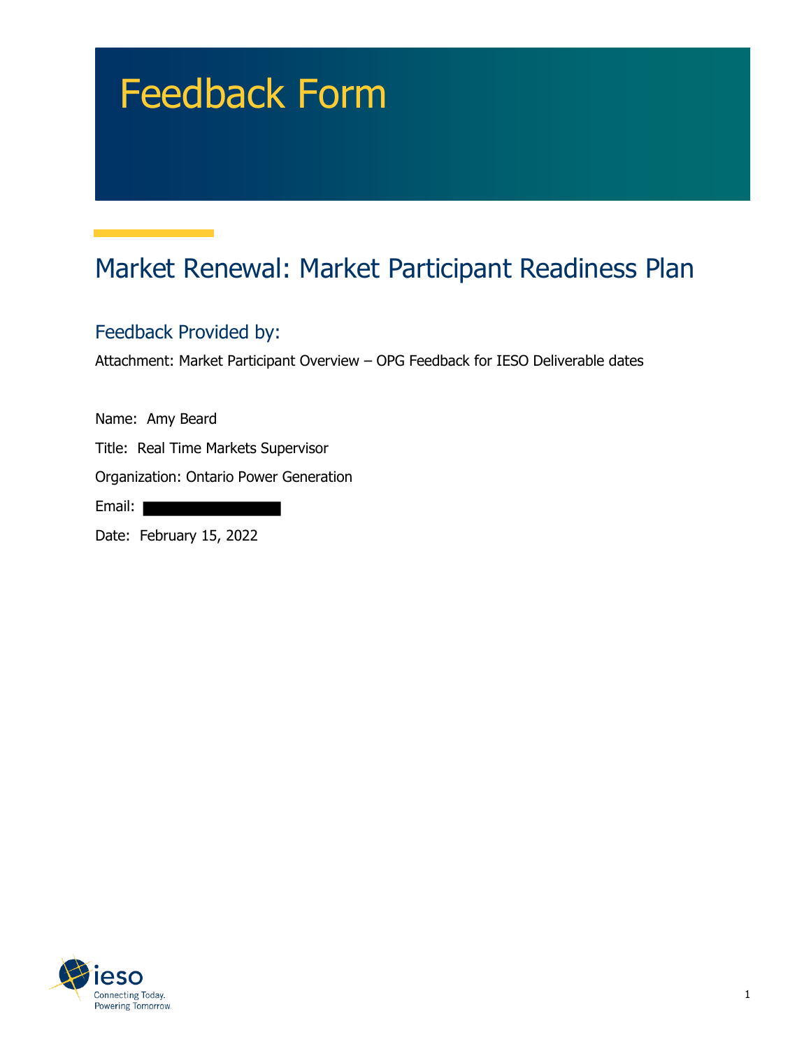# Feedback Form

## Market Renewal: Market Participant Readiness Plan

### Feedback Provided by:

Attachment: Market Participant Overview – OPG Feedback for IESO Deliverable dates

Name: Amy Beard

Title: Real Time Markets Supervisor

Organization: Ontario Power Generation

Email:

Date: February 15, 2022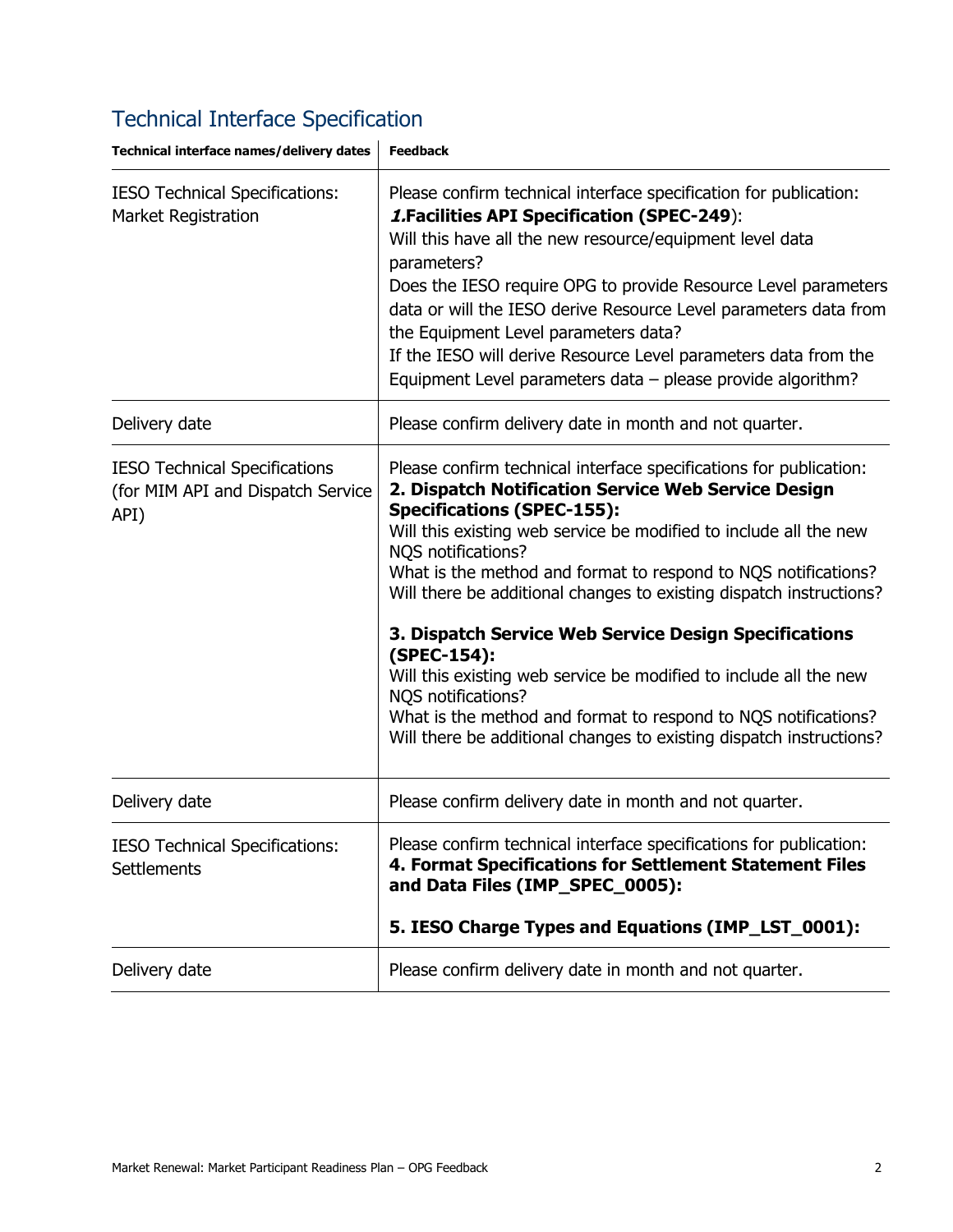## Technical Interface Specification

| Technical interface names/delivery dates | Feedback |
|---|---|
| IESO Technical Specifications: Market Registration | Please confirm technical interface specification for publication:<br>***1.*Facilities API Specification (SPEC-249)**:<br>Will this have all the new resource/equipment level data parameters?<br>Does the IESO require OPG to provide Resource Level parameters data or will the IESO derive Resource Level parameters data from the Equipment Level parameters data?<br>If the IESO will derive Resource Level parameters data from the Equipment Level parameters data – please provide algorithm? |
| Delivery date | Please confirm delivery date in month and not quarter. |
| IESO Technical Specifications (for MIM API and Dispatch Service API) | Please confirm technical interface specifications for publication:<br>**2. Dispatch Notification Service Web Service Design Specifications (SPEC-155):**<br>Will this existing web service be modified to include all the new NQS notifications?<br>What is the method and format to respond to NQS notifications?<br>Will there be additional changes to existing dispatch instructions?<br><br>**3. Dispatch Service Web Service Design Specifications (SPEC-154):**<br>Will this existing web service be modified to include all the new NQS notifications?<br>What is the method and format to respond to NQS notifications?<br>Will there be additional changes to existing dispatch instructions? |
| Delivery date | Please confirm delivery date in month and not quarter. |
| IESO Technical Specifications: Settlements | Please confirm technical interface specifications for publication:<br>**4. Format Specifications for Settlement Statement Files and Data Files (IMP_SPEC_0005):**<br><br>**5. IESO Charge Types and Equations (IMP_LST_0001):** |
| Delivery date | Please confirm delivery date in month and not quarter. |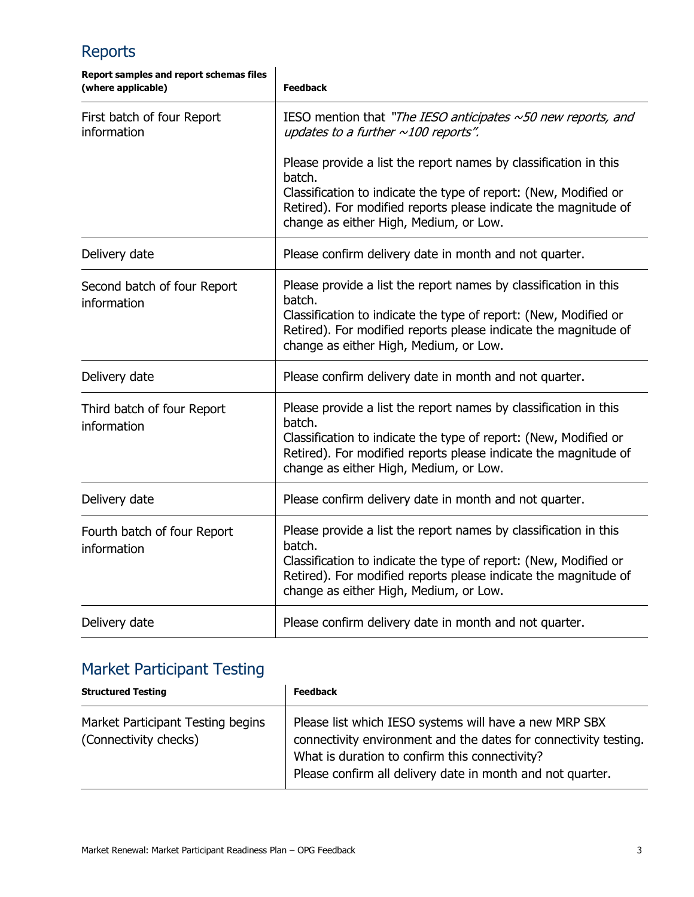## Reports

| Report samples and report schemas files (where applicable) | Feedback |
|---|---|
| First batch of four Report information | IESO mention that *"The IESO anticipates ~50 new reports, and updates to a further ~100 reports".*<br><br>Please provide a list the report names by classification in this batch.<br>Classification to indicate the type of report: (New, Modified or Retired). For modified reports please indicate the magnitude of change as either High, Medium, or Low. |
| Delivery date | Please confirm delivery date in month and not quarter. |
| Second batch of four Report information | Please provide a list the report names by classification in this batch.<br>Classification to indicate the type of report: (New, Modified or Retired). For modified reports please indicate the magnitude of change as either High, Medium, or Low. |
| Delivery date | Please confirm delivery date in month and not quarter. |
| Third batch of four Report information | Please provide a list the report names by classification in this batch.<br>Classification to indicate the type of report: (New, Modified or Retired). For modified reports please indicate the magnitude of change as either High, Medium, or Low. |
| Delivery date | Please confirm delivery date in month and not quarter. |
| Fourth batch of four Report information | Please provide a list the report names by classification in this batch.<br>Classification to indicate the type of report: (New, Modified or Retired). For modified reports please indicate the magnitude of change as either High, Medium, or Low. |
| Delivery date | Please confirm delivery date in month and not quarter. |

## Market Participant Testing

| Structured Testing | Feedback |
|---|---|
| Market Participant Testing begins (Connectivity checks) | Please list which IESO systems will have a new MRP SBX connectivity environment and the dates for connectivity testing.<br>What is duration to confirm this connectivity?<br>Please confirm all delivery date in month and not quarter. |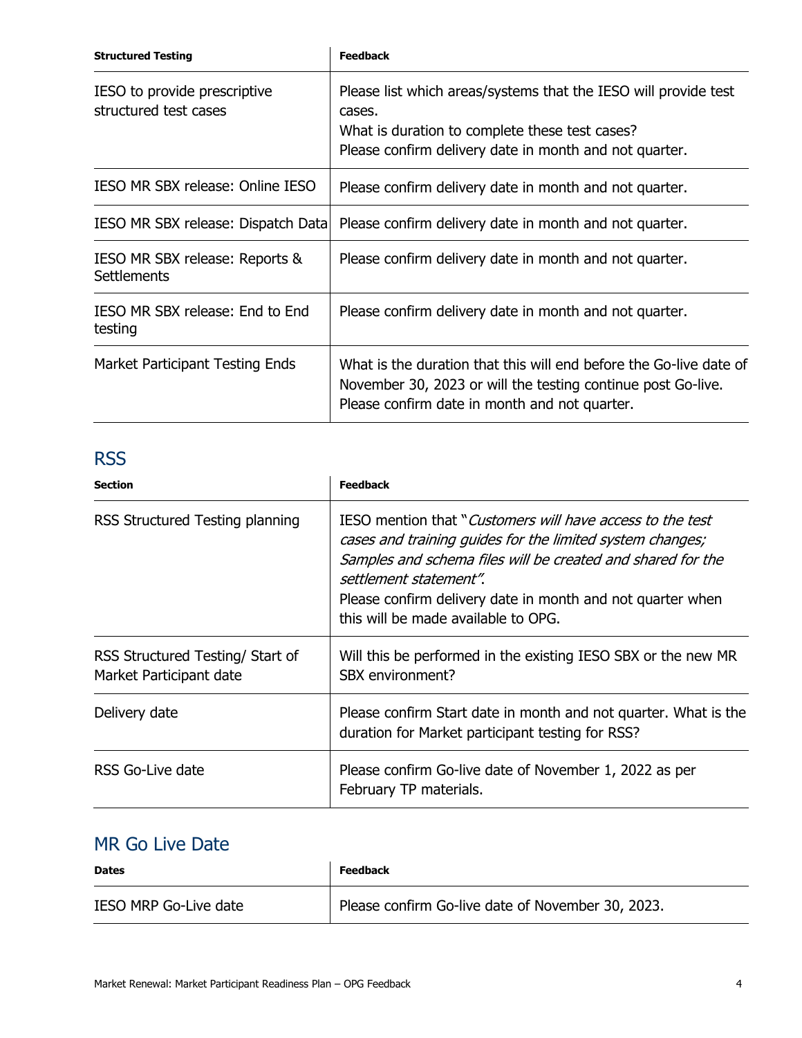| Structured Testing | Feedback |
|---|---|
| IESO to provide prescriptive structured test cases | Please list which areas/systems that the IESO will provide test cases.<br>What is duration to complete these test cases?<br>Please confirm delivery date in month and not quarter. |
| IESO MR SBX release: Online IESO | Please confirm delivery date in month and not quarter. |
| IESO MR SBX release: Dispatch Data | Please confirm delivery date in month and not quarter. |
| IESO MR SBX release: Reports & Settlements | Please confirm delivery date in month and not quarter. |
| IESO MR SBX release: End to End testing | Please confirm delivery date in month and not quarter. |
| Market Participant Testing Ends | What is the duration that this will end before the Go-live date of November 30, 2023 or will the testing continue post Go-live.<br>Please confirm date in month and not quarter. |

## RSS

| Section | Feedback |
|---|---|
| RSS Structured Testing planning | IESO mention that "*Customers will have access to the test cases and training guides for the limited system changes; Samples and schema files will be created and shared for the settlement statement*".<br>Please confirm delivery date in month and not quarter when this will be made available to OPG. |
| RSS Structured Testing/ Start of Market Participant date | Will this be performed in the existing IESO SBX or the new MR SBX environment? |
| Delivery date | Please confirm Start date in month and not quarter. What is the duration for Market participant testing for RSS? |
| RSS Go-Live date | Please confirm Go-live date of November 1, 2022 as per February TP materials. |

## MR Go Live Date

| Dates | Feedback |
|---|---|
| IESO MRP Go-Live date | Please confirm Go-live date of November 30, 2023. |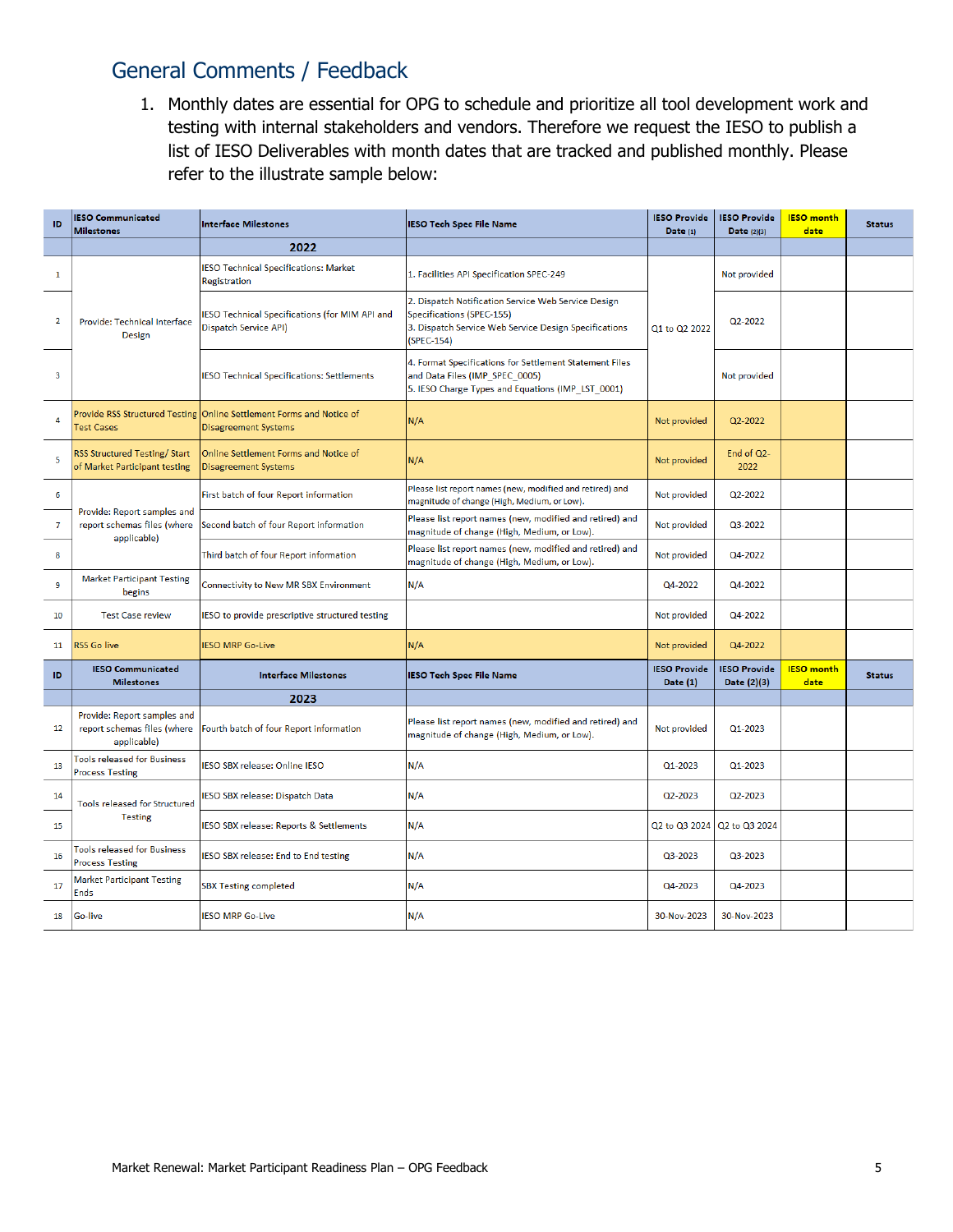## General Comments / Feedback

1. Monthly dates are essential for OPG to schedule and prioritize all tool development work and testing with internal stakeholders and vendors. Therefore we request the IESO to publish a list of IESO Deliverables with month dates that are tracked and published monthly. Please refer to the illustrate sample below:

| ID | IESO Communicated Milestones | Interface Milestones | IESO Tech Spec File Name | IESO Provide Date (1) | IESO Provide Date (2)(3) | IESO month date | Status |
|---|---|---|---|---|---|---|---|
| | | 2022 | | | | | |
| 1 | Provide: Technical Interface Design | IESO Technical Specifications: Market Registration | 1. Facilities API Specification SPEC-249 | Q1 to Q2 2022 | Not provided | | |
| 2 | | IESO Technical Specifications (for MIM API and Dispatch Service API) | 2. Dispatch Notification Service Web Service Design Specifications (SPEC-155)<br>3. Dispatch Service Web Service Design Specifications (SPEC-154) | | Q2-2022 | | |
| 3 | | IESO Technical Specifications: Settlements | 4. Format Specifications for Settlement Statement Files and Data Files (IMP_SPEC_0005)<br>5. IESO Charge Types and Equations (IMP_LST_0001) | | Not provided | | |
| 4 | Provide RSS Structured Testing Test Cases | Online Settlement Forms and Notice of Disagreement Systems | N/A | Not provided | Q2-2022 | | |
| 5 | RSS Structured Testing/ Start of Market Participant testing | Online Settlement Forms and Notice of Disagreement Systems | N/A | Not provided | End of Q2-2022 | | |
| 6 | Provide: Report samples and report schemas files (where applicable) | First batch of four Report information | Please list report names (new, modified and retired) and magnitude of change (High, Medium, or Low). | Not provided | Q2-2022 | | |
| 7 | | Second batch of four Report information | Please list report names (new, modified and retired) and magnitude of change (High, Medium, or Low). | Not provided | Q3-2022 | | |
| 8 | | Third batch of four Report information | Please list report names (new, modified and retired) and magnitude of change (High, Medium, or Low). | Not provided | Q4-2022 | | |
| 9 | Market Participant Testing begins | Connectivity to New MR SBX Environment | N/A | Q4-2022 | Q4-2022 | | |
| 10 | Test Case review | IESO to provide prescriptive structured testing | | Not provided | Q4-2022 | | |
| 11 | RSS Go live | IESO MRP Go-Live | N/A | Not provided | Q4-2022 | | |
| **ID** | **IESO Communicated Milestones** | **Interface Milestones** | **IESO Tech Spec File Name** | **IESO Provide Date (1)** | **IESO Provide Date (2)(3)** | **IESO month date** | **Status** |
| | | 2023 | | | | | |
| 12 | Provide: Report samples and report schemas files (where applicable) | Fourth batch of four Report information | Please list report names (new, modified and retired) and magnitude of change (High, Medium, or Low). | Not provided | Q1-2023 | | |
| 13 | Tools released for Business Process Testing | IESO SBX release: Online IESO | N/A | Q1-2023 | Q1-2023 | | |
| 14 | Tools released for Structured Testing | IESO SBX release: Dispatch Data | N/A | Q2-2023 | Q2-2023 | | |
| 15 | | IESO SBX release: Reports & Settlements | N/A | Q2 to Q3 2024 | Q2 to Q3 2024 | | |
| 16 | Tools released for Business Process Testing | IESO SBX release: End to End testing | N/A | Q3-2023 | Q3-2023 | | |
| 17 | Market Participant Testing Ends | SBX Testing completed | N/A | Q4-2023 | Q4-2023 | | |
| 18 | Go-live | IESO MRP Go-Live | N/A | 30-Nov-2023 | 30-Nov-2023 | | |